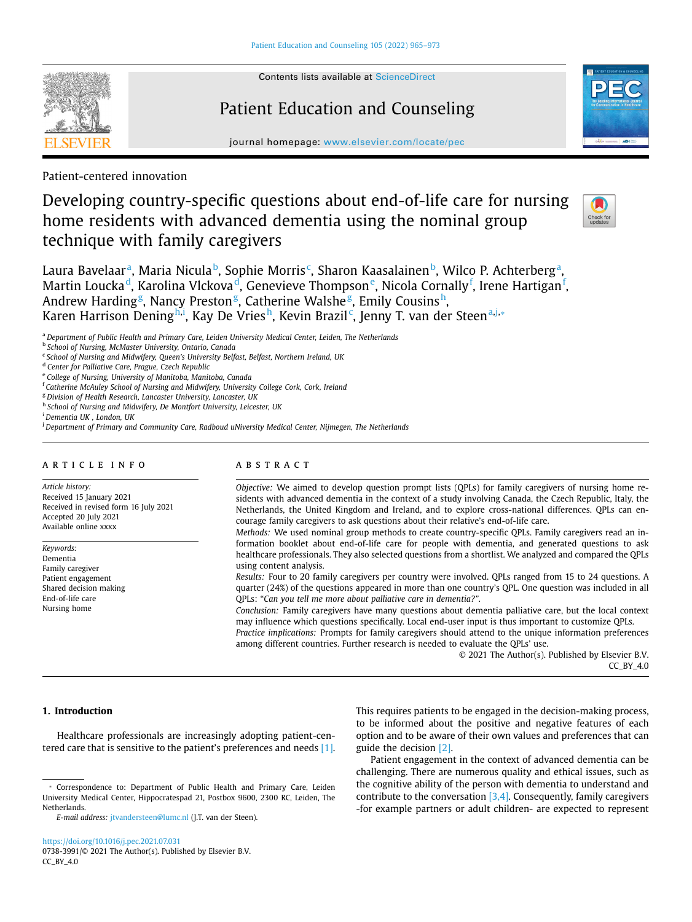Patient-centered innovation

# Developing country-specific questions about end-of-life care for nursing home residents with advanced dementia using the nominal group technique with family caregivers

Laura Bavelaar[a], Maria Nicula[b], Sophie Morris[c], Sharon Kaasalainen[b], Wilco P. Achterberg[a], Martin Loucka[d], Karolina Vlckova[d], Genevieve Thompson[e], Nicola Cornally[f], Irene Hartigan[f], Andrew Harding[g], Nancy Preston[g], Catherine Walshe[g], Emily Cousins[h], Karen Harrison Dening[h,i], Kay De Vries[h], Kevin Brazil[c], Jenny T. van der Steen[a,j,*]

[a] Department of Public Health and Primary Care, Leiden University Medical Center, Leiden, The Netherlands
[b] School of Nursing, McMaster University, Ontario, Canada
[c] School of Nursing and Midwifery, Queen's University Belfast, Belfast, Northern Ireland, UK
[d] Center for Palliative Care, Prague, Czech Republic
[e] College of Nursing, University of Manitoba, Manitoba, Canada
[f] Catherine McAuley School of Nursing and Midwifery, University College Cork, Cork, Ireland
[g] Division of Health Research, Lancaster University, Lancaster, UK
[h] School of Nursing and Midwifery, De Montfort University, Leicester, UK
[i] Dementia UK , London, UK
[j] Department of Primary and Community Care, Radboud uNiversity Medical Center, Nijmegen, The Netherlands

## ARTICLE INFO

*Article history:*
Received 15 January 2021
Received in revised form 16 July 2021
Accepted 20 July 2021
Available online xxxx

*Keywords:*
Dementia
Family caregiver
Patient engagement
Shared decision making
End-of-life care
Nursing home

## ABSTRACT

*Objective:* We aimed to develop question prompt lists (QPLs) for family caregivers of nursing home residents with advanced dementia in the context of a study involving Canada, the Czech Republic, Italy, the Netherlands, the United Kingdom and Ireland, and to explore cross-national differences. QPLs can encourage family caregivers to ask questions about their relative's end-of-life care.

*Methods:* We used nominal group methods to create country-specific QPLs. Family caregivers read an information booklet about end-of-life care for people with dementia, and generated questions to ask healthcare professionals. They also selected questions from a shortlist. We analyzed and compared the QPLs using content analysis.

*Results:* Four to 20 family caregivers per country were involved. QPLs ranged from 15 to 24 questions. A quarter (24%) of the questions appeared in more than one country's QPL. One question was included in all QPLs: "*Can you tell me more about palliative care in dementia?*".

*Conclusion:* Family caregivers have many questions about dementia palliative care, but the local context may influence which questions specifically. Local end-user input is thus important to customize QPLs.

*Practice implications:* Prompts for family caregivers should attend to the unique information preferences among different countries. Further research is needed to evaluate the QPLs' use.

© 2021 The Author(s). Published by Elsevier B.V.
CC_BY_4.0

## 1. Introduction

Healthcare professionals are increasingly adopting patient-centered care that is sensitive to the patient's preferences and needs [1]. This requires patients to be engaged in the decision-making process, to be informed about the positive and negative features of each option and to be aware of their own values and preferences that can guide the decision [2].

Patient engagement in the context of advanced dementia can be challenging. There are numerous quality and ethical issues, such as the cognitive ability of the person with dementia to understand and contribute to the conversation [3,4]. Consequently, family caregivers -for example partners or adult children- are expected to represent

* Correspondence to: Department of Public Health and Primary Care, Leiden University Medical Center, Hippocratespad 21, Postbox 9600, 2300 RC, Leiden, The Netherlands.
*E-mail address:* jtvandersteen@lumc.nl (J.T. van der Steen).

https://doi.org/10.1016/j.pec.2021.07.031
0738-3991/© 2021 The Author(s). Published by Elsevier B.V.
CC_BY_4.0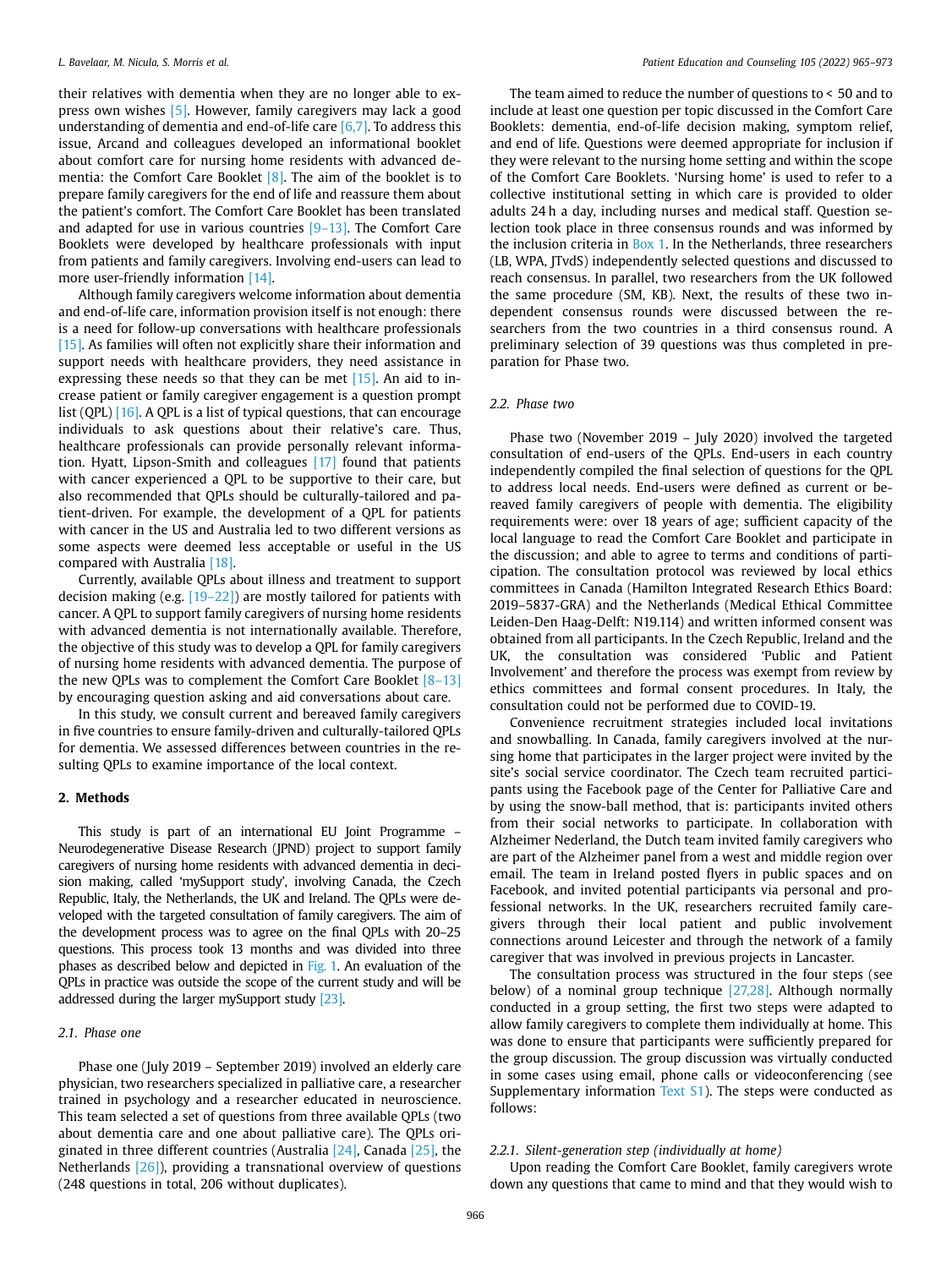their relatives with dementia when they are no longer able to express own wishes [5]. However, family caregivers may lack a good understanding of dementia and end-of-life care [6,7]. To address this issue, Arcand and colleagues developed an informational booklet about comfort care for nursing home residents with advanced dementia: the Comfort Care Booklet [8]. The aim of the booklet is to prepare family caregivers for the end of life and reassure them about the patient's comfort. The Comfort Care Booklet has been translated and adapted for use in various countries [9–13]. The Comfort Care Booklets were developed by healthcare professionals with input from patients and family caregivers. Involving end-users can lead to more user-friendly information [14].

Although family caregivers welcome information about dementia and end-of-life care, information provision itself is not enough: there is a need for follow-up conversations with healthcare professionals [15]. As families will often not explicitly share their information and support needs with healthcare providers, they need assistance in expressing these needs so that they can be met [15]. An aid to increase patient or family caregiver engagement is a question prompt list (QPL) [16]. A QPL is a list of typical questions, that can encourage individuals to ask questions about their relative's care. Thus, healthcare professionals can provide personally relevant information. Hyatt, Lipson-Smith and colleagues [17] found that patients with cancer experienced a QPL to be supportive to their care, but also recommended that QPLs should be culturally-tailored and patient-driven. For example, the development of a QPL for patients with cancer in the US and Australia led to two different versions as some aspects were deemed less acceptable or useful in the US compared with Australia [18].

Currently, available QPLs about illness and treatment to support decision making (e.g. [19–22]) are mostly tailored for patients with cancer. A QPL to support family caregivers of nursing home residents with advanced dementia is not internationally available. Therefore, the objective of this study was to develop a QPL for family caregivers of nursing home residents with advanced dementia. The purpose of the new QPLs was to complement the Comfort Care Booklet [8–13] by encouraging question asking and aid conversations about care.

In this study, we consult current and bereaved family caregivers in five countries to ensure family-driven and culturally-tailored QPLs for dementia. We assessed differences between countries in the resulting QPLs to examine importance of the local context.

## 2. Methods

This study is part of an international EU Joint Programme – Neurodegenerative Disease Research (JPND) project to support family caregivers of nursing home residents with advanced dementia in decision making, called 'mySupport study', involving Canada, the Czech Republic, Italy, the Netherlands, the UK and Ireland. The QPLs were developed with the targeted consultation of family caregivers. The aim of the development process was to agree on the final QPLs with 20–25 questions. This process took 13 months and was divided into three phases as described below and depicted in Fig. 1. An evaluation of the QPLs in practice was outside the scope of the current study and will be addressed during the larger mySupport study [23].

### 2.1. Phase one

Phase one (July 2019 – September 2019) involved an elderly care physician, two researchers specialized in palliative care, a researcher trained in psychology and a researcher educated in neuroscience. This team selected a set of questions from three available QPLs (two about dementia care and one about palliative care). The QPLs originated in three different countries (Australia [24], Canada [25], the Netherlands [26]), providing a transnational overview of questions (248 questions in total, 206 without duplicates).

The team aimed to reduce the number of questions to < 50 and to include at least one question per topic discussed in the Comfort Care Booklets: dementia, end-of-life decision making, symptom relief, and end of life. Questions were deemed appropriate for inclusion if they were relevant to the nursing home setting and within the scope of the Comfort Care Booklets. 'Nursing home' is used to refer to a collective institutional setting in which care is provided to older adults 24 h a day, including nurses and medical staff. Question selection took place in three consensus rounds and was informed by the inclusion criteria in Box 1. In the Netherlands, three researchers (LB, WPA, JTvdS) independently selected questions and discussed to reach consensus. In parallel, two researchers from the UK followed the same procedure (SM, KB). Next, the results of these two independent consensus rounds were discussed between the researchers from the two countries in a third consensus round. A preliminary selection of 39 questions was thus completed in preparation for Phase two.

### 2.2. Phase two

Phase two (November 2019 – July 2020) involved the targeted consultation of end-users of the QPLs. End-users in each country independently compiled the final selection of questions for the QPL to address local needs. End-users were defined as current or bereaved family caregivers of people with dementia. The eligibility requirements were: over 18 years of age; sufficient capacity of the local language to read the Comfort Care Booklet and participate in the discussion; and able to agree to terms and conditions of participation. The consultation protocol was reviewed by local ethics committees in Canada (Hamilton Integrated Research Ethics Board: 2019–5837-GRA) and the Netherlands (Medical Ethical Committee Leiden-Den Haag-Delft: N19.114) and written informed consent was obtained from all participants. In the Czech Republic, Ireland and the UK, the consultation was considered 'Public and Patient Involvement' and therefore the process was exempt from review by ethics committees and formal consent procedures. In Italy, the consultation could not be performed due to COVID-19.

Convenience recruitment strategies included local invitations and snowballing. In Canada, family caregivers involved at the nursing home that participates in the larger project were invited by the site's social service coordinator. The Czech team recruited participants using the Facebook page of the Center for Palliative Care and by using the snow-ball method, that is: participants invited others from their social networks to participate. In collaboration with Alzheimer Nederland, the Dutch team invited family caregivers who are part of the Alzheimer panel from a west and middle region over email. The team in Ireland posted flyers in public spaces and on Facebook, and invited potential participants via personal and professional networks. In the UK, researchers recruited family caregivers through their local patient and public involvement connections around Leicester and through the network of a family caregiver that was involved in previous projects in Lancaster.

The consultation process was structured in the four steps (see below) of a nominal group technique [27,28]. Although normally conducted in a group setting, the first two steps were adapted to allow family caregivers to complete them individually at home. This was done to ensure that participants were sufficiently prepared for the group discussion. The group discussion was virtually conducted in some cases using email, phone calls or videoconferencing (see Supplementary information Text S1). The steps were conducted as follows:

#### 2.2.1. Silent-generation step (individually at home)

Upon reading the Comfort Care Booklet, family caregivers wrote down any questions that came to mind and that they would wish to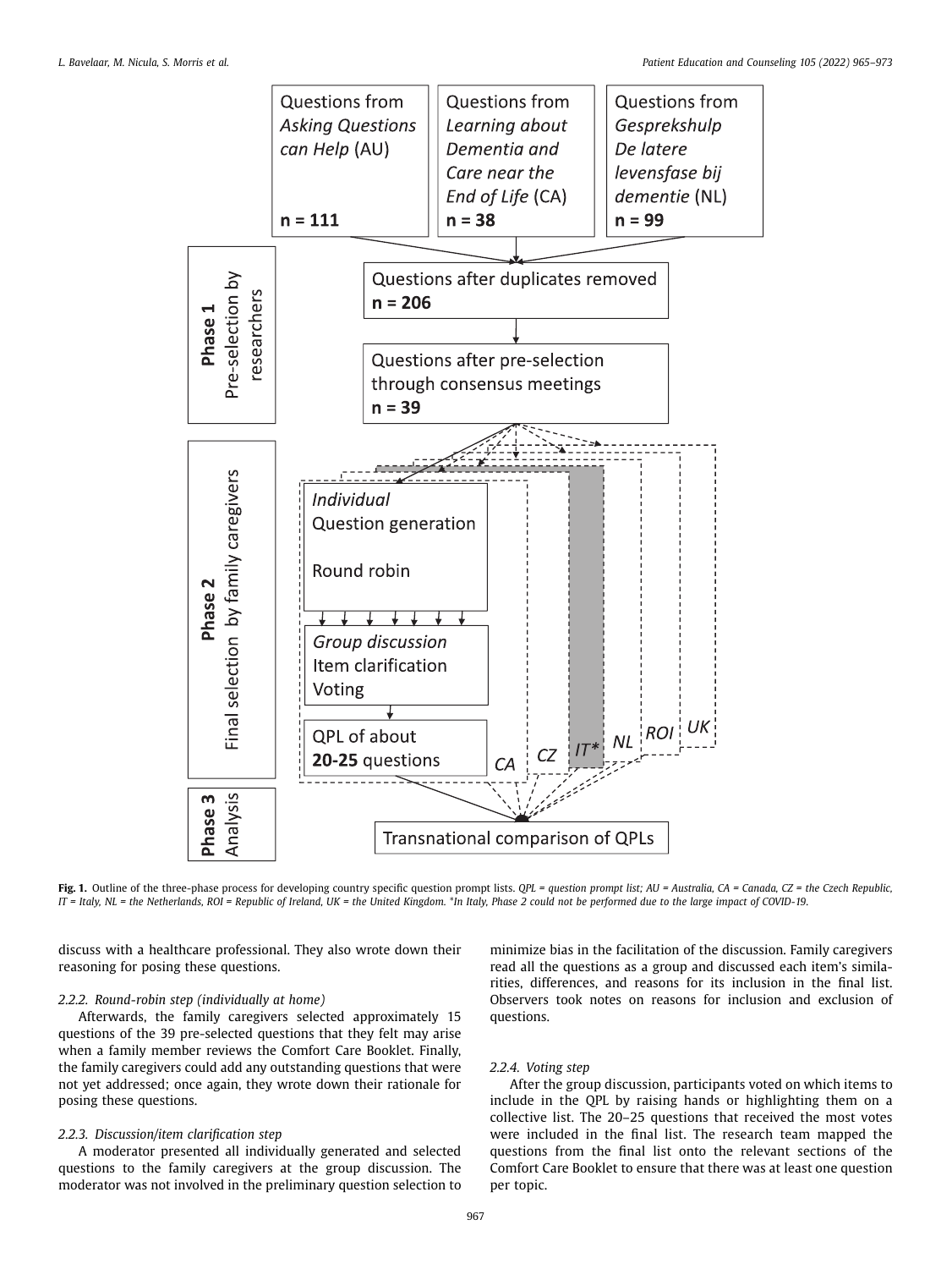Questions from *Asking Questions can Help* (AU) **n = 111**

Questions from *Learning about Dementia and Care near the End of Life* (CA) **n = 38**

Questions from *Gesprekshulp De latere levensfase bij dementie* (NL) **n = 99**

**Phase 1** Pre-selection by researchers

Questions after duplicates removed **n = 206**

Questions after pre-selection through consensus meetings **n = 39**

**Phase 2** Final selection by family caregivers

*Individual* Question generation

Round robin

*Group discussion* Item clarification Voting

QPL of about **20-25** questions

CA CZ IT* NL ROI UK

**Phase 3** Analysis

Transnational comparison of QPLs

**Fig. 1.** Outline of the three-phase process for developing country specific question prompt lists. *QPL = question prompt list; AU = Australia, CA = Canada, CZ = the Czech Republic, IT = Italy, NL = the Netherlands, ROI = Republic of Ireland, UK = the United Kingdom. *In Italy, Phase 2 could not be performed due to the large impact of COVID-19.*

discuss with a healthcare professional. They also wrote down their reasoning for posing these questions.

#### 2.2.2. Round-robin step (individually at home)

Afterwards, the family caregivers selected approximately 15 questions of the 39 pre-selected questions that they felt may arise when a family member reviews the Comfort Care Booklet. Finally, the family caregivers could add any outstanding questions that were not yet addressed; once again, they wrote down their rationale for posing these questions.

#### 2.2.3. Discussion/item clarification step

A moderator presented all individually generated and selected questions to the family caregivers at the group discussion. The moderator was not involved in the preliminary question selection to minimize bias in the facilitation of the discussion. Family caregivers read all the questions as a group and discussed each item's similarities, differences, and reasons for its inclusion in the final list. Observers took notes on reasons for inclusion and exclusion of questions.

#### 2.2.4. Voting step

After the group discussion, participants voted on which items to include in the QPL by raising hands or highlighting them on a collective list. The 20–25 questions that received the most votes were included in the final list. The research team mapped the questions from the final list onto the relevant sections of the Comfort Care Booklet to ensure that there was at least one question per topic.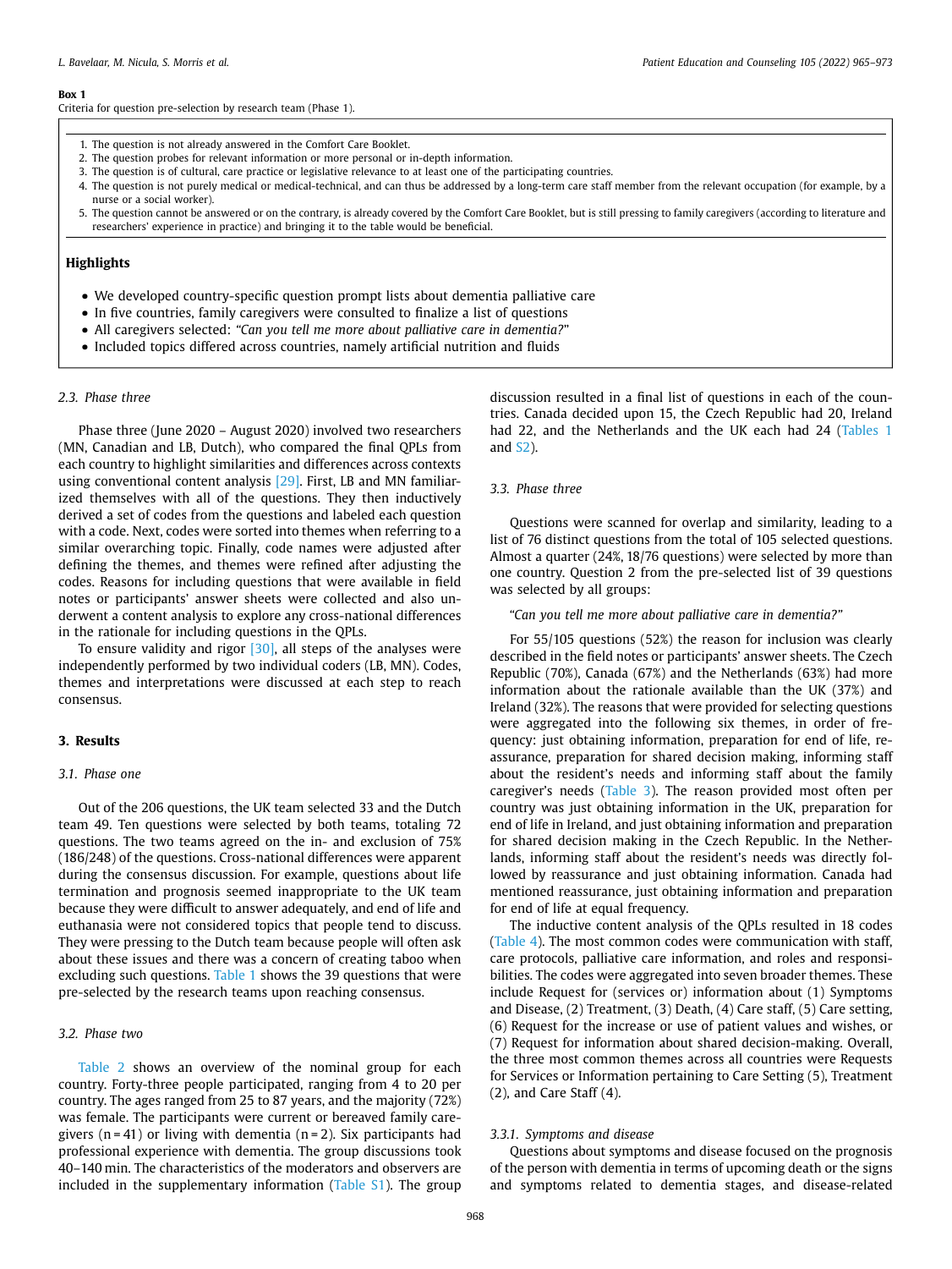**Box 1**
Criteria for question pre-selection by research team (Phase 1).

1. The question is not already answered in the Comfort Care Booklet.
2. The question probes for relevant information or more personal or in-depth information.
3. The question is of cultural, care practice or legislative relevance to at least one of the participating countries.
4. The question is not purely medical or medical-technical, and can thus be addressed by a long-term care staff member from the relevant occupation (for example, by a nurse or a social worker).
5. The question cannot be answered or on the contrary, is already covered by the Comfort Care Booklet, but is still pressing to family caregivers (according to literature and researchers' experience in practice) and bringing it to the table would be beneficial.

**Highlights**

- We developed country-specific question prompt lists about dementia palliative care
- In five countries, family caregivers were consulted to finalize a list of questions
- All caregivers selected: *"Can you tell me more about palliative care in dementia?"*
- Included topics differed across countries, namely artificial nutrition and fluids

### 2.3. Phase three

Phase three (June 2020 – August 2020) involved two researchers (MN, Canadian and LB, Dutch), who compared the final QPLs from each country to highlight similarities and differences across contexts using conventional content analysis [29]. First, LB and MN familiarized themselves with all of the questions. They then inductively derived a set of codes from the questions and labeled each question with a code. Next, codes were sorted into themes when referring to a similar overarching topic. Finally, code names were adjusted after defining the themes, and themes were refined after adjusting the codes. Reasons for including questions that were available in field notes or participants' answer sheets were collected and also underwent a content analysis to explore any cross-national differences in the rationale for including questions in the QPLs.

To ensure validity and rigor [30], all steps of the analyses were independently performed by two individual coders (LB, MN). Codes, themes and interpretations were discussed at each step to reach consensus.

## 3. Results

### 3.1. Phase one

Out of the 206 questions, the UK team selected 33 and the Dutch team 49. Ten questions were selected by both teams, totaling 72 questions. The two teams agreed on the in- and exclusion of 75% (186/248) of the questions. Cross-national differences were apparent during the consensus discussion. For example, questions about life termination and prognosis seemed inappropriate to the UK team because they were difficult to answer adequately, and end of life and euthanasia were not considered topics that people tend to discuss. They were pressing to the Dutch team because people will often ask about these issues and there was a concern of creating taboo when excluding such questions. Table 1 shows the 39 questions that were pre-selected by the research teams upon reaching consensus.

### 3.2. Phase two

Table 2 shows an overview of the nominal group for each country. Forty-three people participated, ranging from 4 to 20 per country. The ages ranged from 25 to 87 years, and the majority (72%) was female. The participants were current or bereaved family caregivers (n = 41) or living with dementia (n = 2). Six participants had professional experience with dementia. The group discussions took 40–140 min. The characteristics of the moderators and observers are included in the supplementary information (Table S1). The group discussion resulted in a final list of questions in each of the countries. Canada decided upon 15, the Czech Republic had 20, Ireland had 22, and the Netherlands and the UK each had 24 (Tables 1 and S2).

### 3.3. Phase three

Questions were scanned for overlap and similarity, leading to a list of 76 distinct questions from the total of 105 selected questions. Almost a quarter (24%, 18/76 questions) were selected by more than one country. Question 2 from the pre-selected list of 39 questions was selected by all groups:

*"Can you tell me more about palliative care in dementia?"*

For 55/105 questions (52%) the reason for inclusion was clearly described in the field notes or participants' answer sheets. The Czech Republic (70%), Canada (67%) and the Netherlands (63%) had more information about the rationale available than the UK (37%) and Ireland (32%). The reasons that were provided for selecting questions were aggregated into the following six themes, in order of frequency: just obtaining information, preparation for end of life, reassurance, preparation for shared decision making, informing staff about the resident's needs and informing staff about the family caregiver's needs (Table 3). The reason provided most often per country was just obtaining information in the UK, preparation for end of life in Ireland, and just obtaining information and preparation for shared decision making in the Czech Republic. In the Netherlands, informing staff about the resident's needs was directly followed by reassurance and just obtaining information. Canada had mentioned reassurance, just obtaining information and preparation for end of life at equal frequency.

The inductive content analysis of the QPLs resulted in 18 codes (Table 4). The most common codes were communication with staff, care protocols, palliative care information, and roles and responsibilities. The codes were aggregated into seven broader themes. These include Request for (services or) information about (1) Symptoms and Disease, (2) Treatment, (3) Death, (4) Care staff, (5) Care setting, (6) Request for the increase or use of patient values and wishes, or (7) Request for information about shared decision-making. Overall, the three most common themes across all countries were Requests for Services or Information pertaining to Care Setting (5), Treatment (2), and Care Staff (4).

#### 3.3.1. Symptoms and disease

Questions about symptoms and disease focused on the prognosis of the person with dementia in terms of upcoming death or the signs and symptoms related to dementia stages, and disease-related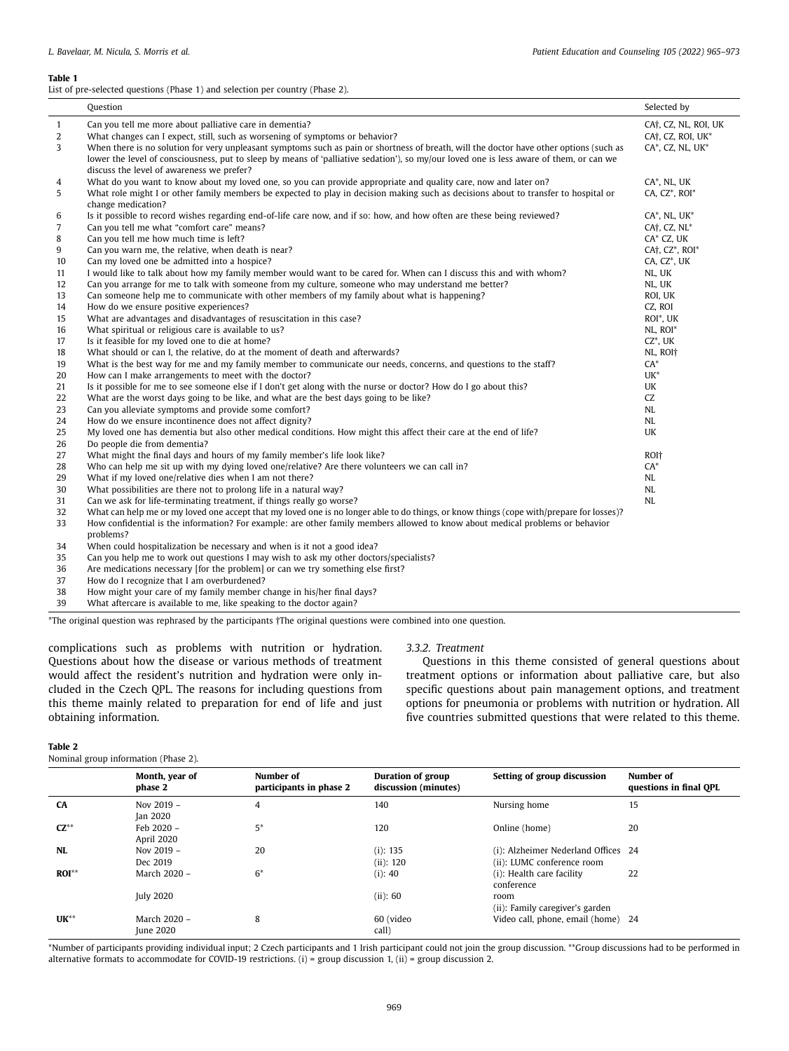**Table 1**
List of pre-selected questions (Phase 1) and selection per country (Phase 2).

| | Question | Selected by |
|---|---|---|
| 1 | Can you tell me more about palliative care in dementia? | CA†, CZ, NL, ROI, UK |
| 2 | What changes can I expect, still, such as worsening of symptoms or behavior? | CA†, CZ, ROI, UK* |
| 3 | When there is no solution for very unpleasant symptoms such as pain or shortness of breath, will the doctor have other options (such as lower the level of consciousness, put to sleep by means of 'palliative sedation'), so my/our loved one is less aware of them, or can we discuss the level of awareness we prefer? | CA*, CZ, NL, UK* |
| 4 | What do you want to know about my loved one, so you can provide appropriate and quality care, now and later on? | CA*, NL, UK |
| 5 | What role might I or other family members be expected to play in decision making such as decisions about to transfer to hospital or change medication? | CA, CZ*, ROI* |
| 6 | Is it possible to record wishes regarding end-of-life care now, and if so: how, and how often are these being reviewed? | CA*, NL, UK* |
| 7 | Can you tell me what "comfort care" means? | CA†, CZ, NL* |
| 8 | Can you tell me how much time is left? | CA* CZ, UK |
| 9 | Can you warn me, the relative, when death is near? | CA†, CZ*, ROI* |
| 10 | Can my loved one be admitted into a hospice? | CA, CZ*, UK |
| 11 | I would like to talk about how my family member would want to be cared for. When can I discuss this and with whom? | NL, UK |
| 12 | Can you arrange for me to talk with someone from my culture, someone who may understand me better? | NL, UK |
| 13 | Can someone help me to communicate with other members of my family about what is happening? | ROI, UK |
| 14 | How do we ensure positive experiences? | CZ, ROI |
| 15 | What are advantages and disadvantages of resuscitation in this case? | ROI*, UK |
| 16 | What spiritual or religious care is available to us? | NL, ROI* |
| 17 | Is it feasible for my loved one to die at home? | CZ*, UK |
| 18 | What should or can I, the relative, do at the moment of death and afterwards? | NL, ROI† |
| 19 | What is the best way for me and my family member to communicate our needs, concerns, and questions to the staff? | CA* |
| 20 | How can I make arrangements to meet with the doctor? | UK* |
| 21 | Is it possible for me to see someone else if I don't get along with the nurse or doctor? How do I go about this? | UK |
| 22 | What are the worst days going to be like, and what are the best days going to be like? | CZ |
| 23 | Can you alleviate symptoms and provide some comfort? | NL |
| 24 | How do we ensure incontinence does not affect dignity? | NL |
| 25 | My loved one has dementia but also other medical conditions. How might this affect their care at the end of life? | UK |
| 26 | Do people die from dementia? | |
| 27 | What might the final days and hours of my family member's life look like? | ROI† |
| 28 | Who can help me sit up with my dying loved one/relative? Are there volunteers we can call in? | CA* |
| 29 | What if my loved one/relative dies when I am not there? | NL |
| 30 | What possibilities are there not to prolong life in a natural way? | NL |
| 31 | Can we ask for life-terminating treatment, if things really go worse? | NL |
| 32 | What can help me or my loved one accept that my loved one is no longer able to do things, or know things (cope with/prepare for losses)? | |
| 33 | How confidential is the information? For example: are other family members allowed to know about medical problems or behavior problems? | |
| 34 | When could hospitalization be necessary and when is it not a good idea? | |
| 35 | Can you help me to work out questions I may wish to ask my other doctors/specialists? | |
| 36 | Are medications necessary [for the problem] or can we try something else first? | |
| 37 | How do I recognize that I am overburdened? | |
| 38 | How might your care of my family member change in his/her final days? | |
| 39 | What aftercare is available to me, like speaking to the doctor again? | |

*The original question was rephrased by the participants †The original questions were combined into one question.

complications such as problems with nutrition or hydration. Questions about how the disease or various methods of treatment would affect the resident's nutrition and hydration were only included in the Czech QPL. The reasons for including questions from this theme mainly related to preparation for end of life and just obtaining information.

### 3.3.2. Treatment

Questions in this theme consisted of general questions about treatment options or information about palliative care, but also specific questions about pain management options, and treatment options for pneumonia or problems with nutrition or hydration. All five countries submitted questions that were related to this theme.

**Table 2**
Nominal group information (Phase 2).

| | Month, year of phase 2 | Number of participants in phase 2 | Duration of group discussion (minutes) | Setting of group discussion | Number of questions in final QPL |
|---|---|---|---|---|---|
| **CA** | Nov 2019 – Jan 2020 | 4 | 140 | Nursing home | 15 |
| **CZ**** | Feb 2020 – April 2020 | 5* | 120 | Online (home) | 20 |
| **NL** | Nov 2019 – Dec 2019 | 20 | (i): 135<br>(ii): 120 | (i): Alzheimer Nederland Offices<br>(ii): LUMC conference room | 24 |
| **ROI**** | March 2020 – July 2020 | 6* | (i): 40<br>(ii): 60 | (i): Health care facility conference room<br>(ii): Family caregiver's garden | 22 |
| **UK**** | March 2020 – June 2020 | 8 | 60 (video call) | Video call, phone, email (home) | 24 |

*Number of participants providing individual input; 2 Czech participants and 1 Irish participant could not join the group discussion. **Group discussions had to be performed in alternative formats to accommodate for COVID-19 restrictions. (i) = group discussion 1, (ii) = group discussion 2.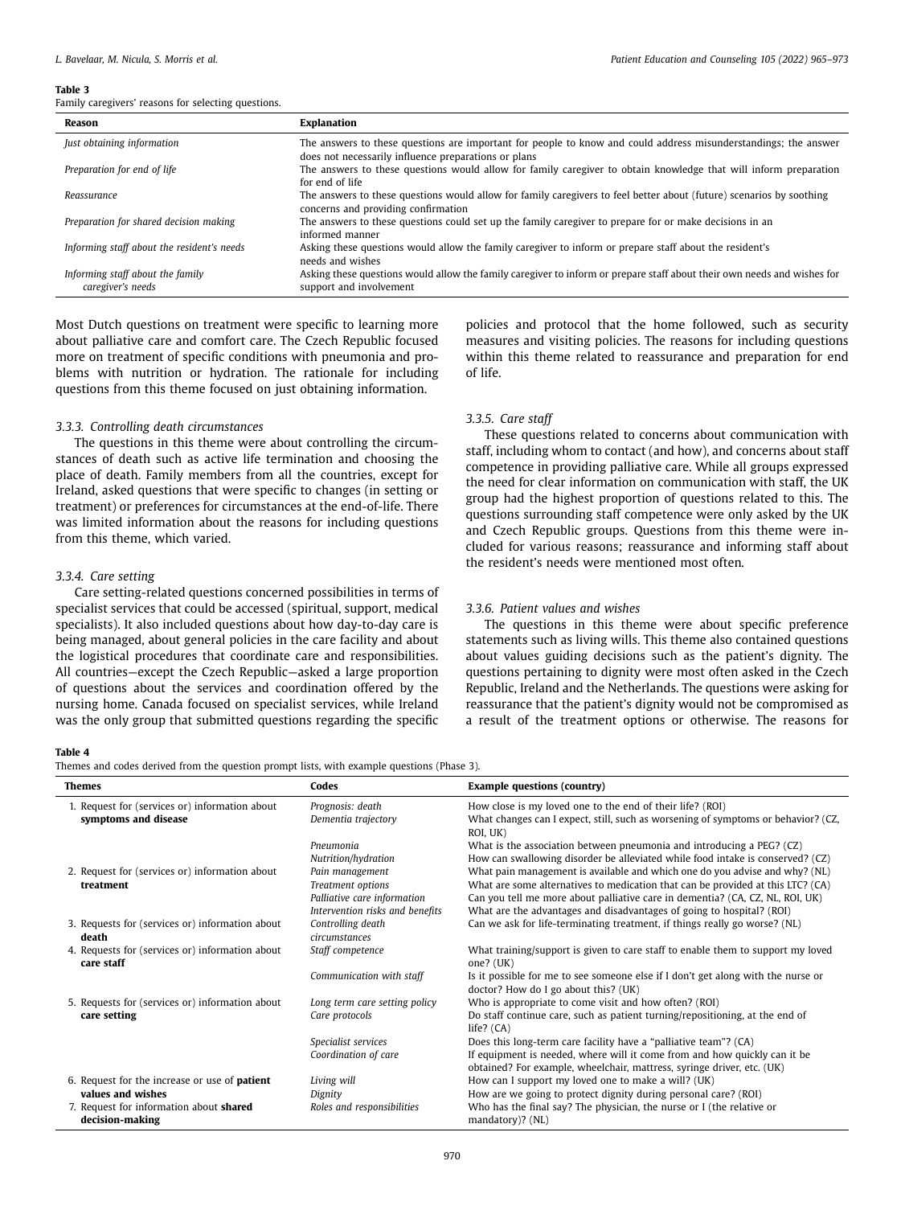**Table 3**
Family caregivers' reasons for selecting questions.

| Reason | Explanation |
|---|---|
| *Just obtaining information* | The answers to these questions are important for people to know and could address misunderstandings; the answer does not necessarily influence preparations or plans |
| *Preparation for end of life* | The answers to these questions would allow for family caregiver to obtain knowledge that will inform preparation for end of life |
| *Reassurance* | The answers to these questions would allow for family caregivers to feel better about (future) scenarios by soothing concerns and providing confirmation |
| *Preparation for shared decision making* | The answers to these questions could set up the family caregiver to prepare for or make decisions in an informed manner |
| *Informing staff about the resident's needs* | Asking these questions would allow the family caregiver to inform or prepare staff about the resident's needs and wishes |
| *Informing staff about the family caregiver's needs* | Asking these questions would allow the family caregiver to inform or prepare staff about their own needs and wishes for support and involvement |

Most Dutch questions on treatment were specific to learning more about palliative care and comfort care. The Czech Republic focused more on treatment of specific conditions with pneumonia and problems with nutrition or hydration. The rationale for including questions from this theme focused on just obtaining information.

#### *3.3.3. Controlling death circumstances*

The questions in this theme were about controlling the circumstances of death such as active life termination and choosing the place of death. Family members from all the countries, except for Ireland, asked questions that were specific to changes (in setting or treatment) or preferences for circumstances at the end-of-life. There was limited information about the reasons for including questions from this theme, which varied.

#### *3.3.4. Care setting*

Care setting-related questions concerned possibilities in terms of specialist services that could be accessed (spiritual, support, medical specialists). It also included questions about how day-to-day care is being managed, about general policies in the care facility and about the logistical procedures that coordinate care and responsibilities. All countries—except the Czech Republic—asked a large proportion of questions about the services and coordination offered by the nursing home. Canada focused on specialist services, while Ireland was the only group that submitted questions regarding the specific policies and protocol that the home followed, such as security measures and visiting policies. The reasons for including questions within this theme related to reassurance and preparation for end of life.

#### *3.3.5. Care staff*

These questions related to concerns about communication with staff, including whom to contact (and how), and concerns about staff competence in providing palliative care. While all groups expressed the need for clear information on communication with staff, the UK group had the highest proportion of questions related to this. The questions surrounding staff competence were only asked by the UK and Czech Republic groups. Questions from this theme were included for various reasons; reassurance and informing staff about the resident's needs were mentioned most often.

#### *3.3.6. Patient values and wishes*

The questions in this theme were about specific preference statements such as living wills. This theme also contained questions about values guiding decisions such as the patient's dignity. The questions pertaining to dignity were most often asked in the Czech Republic, Ireland and the Netherlands. The questions were asking for reassurance that the patient's dignity would not be compromised as a result of the treatment options or otherwise. The reasons for

**Table 4**
Themes and codes derived from the question prompt lists, with example questions (Phase 3).

| Themes | Codes | Example questions (country) |
|---|---|---|
| 1. Request for (services or) information about **symptoms and disease** | *Prognosis: death* | How close is my loved one to the end of their life? (ROI) |
| | *Dementia trajectory* | What changes can I expect, still, such as worsening of symptoms or behavior? (CZ, ROI, UK) |
| | *Pneumonia* | What is the association between pneumonia and introducing a PEG? (CZ) |
| | *Nutrition/hydration* | How can swallowing disorder be alleviated while food intake is conserved? (CZ) |
| 2. Request for (services or) information about **treatment** | *Pain management* | What pain management is available and which one do you advise and why? (NL) |
| | *Treatment options* | What are some alternatives to medication that can be provided at this LTC? (CA) |
| | *Palliative care information* | Can you tell me more about palliative care in dementia? (CA, CZ, NL, ROI, UK) |
| | *Intervention risks and benefits* | What are the advantages and disadvantages of going to hospital? (ROI) |
| 3. Requests for (services or) information about **death** | *Controlling death circumstances* | Can we ask for life-terminating treatment, if things really go worse? (NL) |
| 4. Requests for (services or) information about **care staff** | *Staff competence* | What training/support is given to care staff to enable them to support my loved one? (UK) |
| | *Communication with staff* | Is it possible for me to see someone else if I don't get along with the nurse or doctor? How do I go about this? (UK) |
| 5. Requests for (services or) information about **care setting** | *Long term care setting policy* | Who is appropriate to come visit and how often? (ROI) |
| | *Care protocols* | Do staff continue care, such as patient turning/repositioning, at the end of life? (CA) |
| | *Specialist services* | Does this long-term care facility have a "palliative team"? (CA) |
| | *Coordination of care* | If equipment is needed, where will it come from and how quickly can it be obtained? For example, wheelchair, mattress, syringe driver, etc. (UK) |
| 6. Request for the increase or use of **patient values and wishes** | *Living will* | How can I support my loved one to make a will? (UK) |
| | *Dignity* | How are we going to protect dignity during personal care? (ROI) |
| 7. Request for information about **shared decision-making** | *Roles and responsibilities* | Who has the final say? The physician, the nurse or I (the relative or mandatory)? (NL) |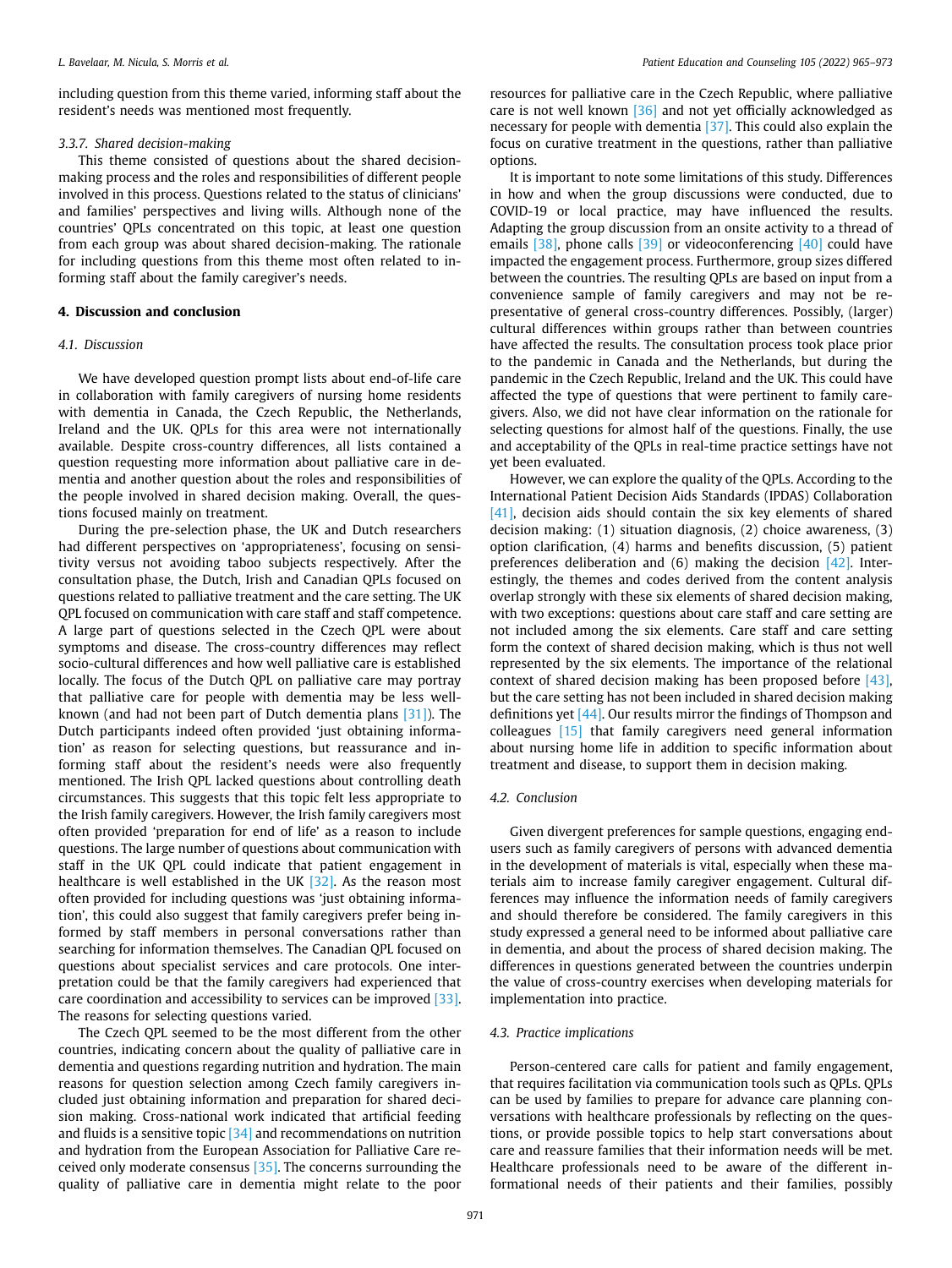including question from this theme varied, informing staff about the resident's needs was mentioned most frequently.

#### 3.3.7. Shared decision-making

This theme consisted of questions about the shared decision-making process and the roles and responsibilities of different people involved in this process. Questions related to the status of clinicians' and families' perspectives and living wills. Although none of the countries' QPLs concentrated on this topic, at least one question from each group was about shared decision-making. The rationale for including questions from this theme most often related to informing staff about the family caregiver's needs.

## 4. Discussion and conclusion

### 4.1. Discussion

We have developed question prompt lists about end-of-life care in collaboration with family caregivers of nursing home residents with dementia in Canada, the Czech Republic, the Netherlands, Ireland and the UK. QPLs for this area were not internationally available. Despite cross-country differences, all lists contained a question requesting more information about palliative care in dementia and another question about the roles and responsibilities of the people involved in shared decision making. Overall, the questions focused mainly on treatment.

During the pre-selection phase, the UK and Dutch researchers had different perspectives on 'appropriateness', focusing on sensitivity versus not avoiding taboo subjects respectively. After the consultation phase, the Dutch, Irish and Canadian QPLs focused on questions related to palliative treatment and the care setting. The UK QPL focused on communication with care staff and staff competence. A large part of questions selected in the Czech QPL were about symptoms and disease. The cross-country differences may reflect socio-cultural differences and how well palliative care is established locally. The focus of the Dutch QPL on palliative care may portray that palliative care for people with dementia may be less well-known (and had not been part of Dutch dementia plans [31]). The Dutch participants indeed often provided 'just obtaining information' as reason for selecting questions, but reassurance and informing staff about the resident's needs were also frequently mentioned. The Irish QPL lacked questions about controlling death circumstances. This suggests that this topic felt less appropriate to the Irish family caregivers. However, the Irish family caregivers most often provided 'preparation for end of life' as a reason to include questions. The large number of questions about communication with staff in the UK QPL could indicate that patient engagement in healthcare is well established in the UK [32]. As the reason most often provided for including questions was 'just obtaining information', this could also suggest that family caregivers prefer being informed by staff members in personal conversations rather than searching for information themselves. The Canadian QPL focused on questions about specialist services and care protocols. One interpretation could be that the family caregivers had experienced that care coordination and accessibility to services can be improved [33]. The reasons for selecting questions varied.

The Czech QPL seemed to be the most different from the other countries, indicating concern about the quality of palliative care in dementia and questions regarding nutrition and hydration. The main reasons for question selection among Czech family caregivers included just obtaining information and preparation for shared decision making. Cross-national work indicated that artificial feeding and fluids is a sensitive topic [34] and recommendations on nutrition and hydration from the European Association for Palliative Care received only moderate consensus [35]. The concerns surrounding the quality of palliative care in dementia might relate to the poor resources for palliative care in the Czech Republic, where palliative care is not well known [36] and not yet officially acknowledged as necessary for people with dementia [37]. This could also explain the focus on curative treatment in the questions, rather than palliative options.

It is important to note some limitations of this study. Differences in how and when the group discussions were conducted, due to COVID-19 or local practice, may have influenced the results. Adapting the group discussion from an onsite activity to a thread of emails [38], phone calls [39] or videoconferencing [40] could have impacted the engagement process. Furthermore, group sizes differed between the countries. The resulting QPLs are based on input from a convenience sample of family caregivers and may not be representative of general cross-country differences. Possibly, (larger) cultural differences within groups rather than between countries have affected the results. The consultation process took place prior to the pandemic in Canada and the Netherlands, but during the pandemic in the Czech Republic, Ireland and the UK. This could have affected the type of questions that were pertinent to family caregivers. Also, we did not have clear information on the rationale for selecting questions for almost half of the questions. Finally, the use and acceptability of the QPLs in real-time practice settings have not yet been evaluated.

However, we can explore the quality of the QPLs. According to the International Patient Decision Aids Standards (IPDAS) Collaboration [41], decision aids should contain the six key elements of shared decision making: (1) situation diagnosis, (2) choice awareness, (3) option clarification, (4) harms and benefits discussion, (5) patient preferences deliberation and (6) making the decision [42]. Interestingly, the themes and codes derived from the content analysis overlap strongly with these six elements of shared decision making, with two exceptions: questions about care staff and care setting are not included among the six elements. Care staff and care setting form the context of shared decision making, which is thus not well represented by the six elements. The importance of the relational context of shared decision making has been proposed before [43], but the care setting has not been included in shared decision making definitions yet [44]. Our results mirror the findings of Thompson and colleagues [15] that family caregivers need general information about nursing home life in addition to specific information about treatment and disease, to support them in decision making.

### 4.2. Conclusion

Given divergent preferences for sample questions, engaging end-users such as family caregivers of persons with advanced dementia in the development of materials is vital, especially when these materials aim to increase family caregiver engagement. Cultural differences may influence the information needs of family caregivers and should therefore be considered. The family caregivers in this study expressed a general need to be informed about palliative care in dementia, and about the process of shared decision making. The differences in questions generated between the countries underpin the value of cross-country exercises when developing materials for implementation into practice.

### 4.3. Practice implications

Person-centered care calls for patient and family engagement, that requires facilitation via communication tools such as QPLs. QPLs can be used by families to prepare for advance care planning conversations with healthcare professionals by reflecting on the questions, or provide possible topics to help start conversations about care and reassure families that their information needs will be met. Healthcare professionals need to be aware of the different informational needs of their patients and their families, possibly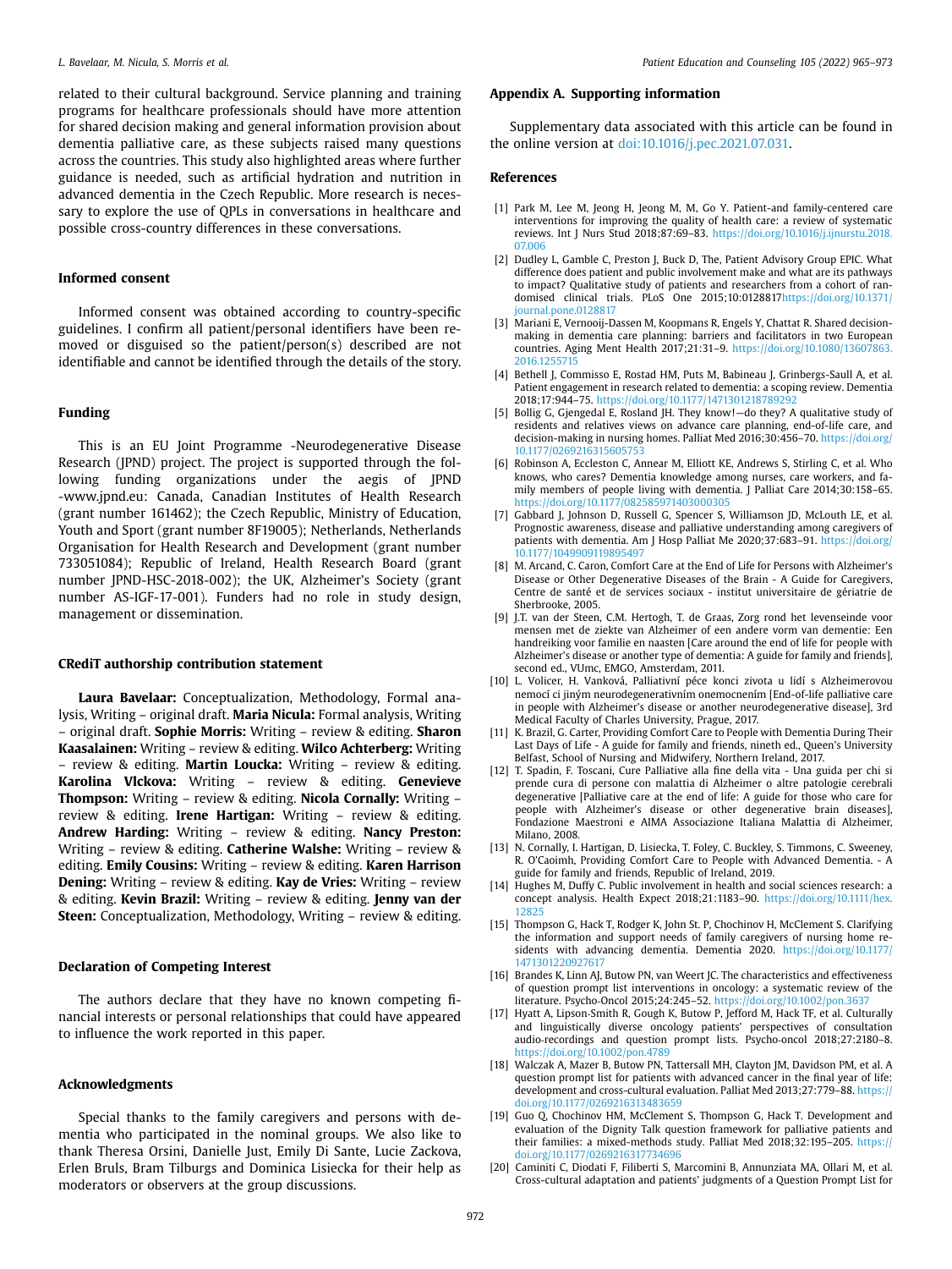related to their cultural background. Service planning and training programs for healthcare professionals should have more attention for shared decision making and general information provision about dementia palliative care, as these subjects raised many questions across the countries. This study also highlighted areas where further guidance is needed, such as artificial hydration and nutrition in advanced dementia in the Czech Republic. More research is necessary to explore the use of QPLs in conversations in healthcare and possible cross-country differences in these conversations.

## Informed consent

Informed consent was obtained according to country-specific guidelines. I confirm all patient/personal identifiers have been removed or disguised so the patient/person(s) described are not identifiable and cannot be identified through the details of the story.

## Funding

This is an EU Joint Programme -Neurodegenerative Disease Research (JPND) project. The project is supported through the following funding organizations under the aegis of JPND -www.jpnd.eu: Canada, Canadian Institutes of Health Research (grant number 161462); the Czech Republic, Ministry of Education, Youth and Sport (grant number 8F19005); Netherlands, Netherlands Organisation for Health Research and Development (grant number 733051084); Republic of Ireland, Health Research Board (grant number JPND-HSC-2018-002); the UK, Alzheimer's Society (grant number AS-IGF-17-001). Funders had no role in study design, management or dissemination.

## CRediT authorship contribution statement

**Laura Bavelaar:** Conceptualization, Methodology, Formal analysis, Writing – original draft. **Maria Nicula:** Formal analysis, Writing – original draft. **Sophie Morris:** Writing – review & editing. **Sharon Kaasalainen:** Writing – review & editing. **Wilco Achterberg:** Writing – review & editing. **Martin Loucka:** Writing – review & editing. **Karolina Vlckova:** Writing – review & editing. **Genevieve Thompson:** Writing – review & editing. **Nicola Cornally:** Writing – review & editing. **Irene Hartigan:** Writing – review & editing. **Andrew Harding:** Writing – review & editing. **Nancy Preston:** Writing – review & editing. **Catherine Walshe:** Writing – review & editing. **Emily Cousins:** Writing – review & editing. **Karen Harrison Dening:** Writing – review & editing. **Kay de Vries:** Writing – review & editing. **Kevin Brazil:** Writing – review & editing. **Jenny van der Steen:** Conceptualization, Methodology, Writing – review & editing.

## Declaration of Competing Interest

The authors declare that they have no known competing financial interests or personal relationships that could have appeared to influence the work reported in this paper.

## Acknowledgments

Special thanks to the family caregivers and persons with dementia who participated in the nominal groups. We also like to thank Theresa Orsini, Danielle Just, Emily Di Sante, Lucie Zackova, Erlen Bruls, Bram Tilburgs and Dominica Lisiecka for their help as moderators or observers at the group discussions.

## Appendix A. Supporting information

Supplementary data associated with this article can be found in the online version at doi:10.1016/j.pec.2021.07.031.

## References

[1] Park M, Lee M, Jeong H, Jeong M, M, Go Y. Patient-and family-centered care interventions for improving the quality of health care: a review of systematic reviews. Int J Nurs Stud 2018;87:69–83. https://doi.org/10.1016/j.ijnurstu.2018.07.006

[2] Dudley L, Gamble C, Preston J, Buck D, The, The Patient Advisory Group EPIC. What difference does patient and public involvement make and what are its pathways to impact? Qualitative study of patients and researchers from a cohort of randomised clinical trials. PLoS One 2015;10:0128817https://doi.org/10.1371/journal.pone.0128817

[3] Mariani E, Vernooij-Dassen M, Koopmans R, Engels Y, Chattat R. Shared decision-making in dementia care planning: barriers and facilitators in two European countries. Aging Ment Health 2017;21:31–9. https://doi.org/10.1080/13607863.2016.1255715

[4] Bethell J, Commisso E, Rostad HM, Puts M, Babineau J, Grinbergs-Saull A, et al. Patient engagement in research related to dementia: a scoping review. Dementia 2018;17:944–75. https://doi.org/10.1177/1471301218789292

[5] Bollig G, Gjengedal E, Rosland JH. They know!—do they? A qualitative study of residents and relatives views on advance care planning, end-of-life care, and decision-making in nursing homes. Palliat Med 2016;30:456–70. https://doi.org/10.1177/0269216315605753

[6] Robinson A, Eccleston C, Annear M, Elliott KE, Andrews S, Stirling C, et al. Who knows, who cares? Dementia knowledge among nurses, care workers, and family members of people living with dementia. J Palliat Care 2014;30:158–65. https://doi.org/10.1177/082585971403000305

[7] Gabbard J, Johnson D, Russell G, Spencer S, Williamson JD, McLouth LE, et al. Prognostic awareness, disease and palliative understanding among caregivers of patients with dementia. Am J Hosp Palliat Me 2020;37:683–91. https://doi.org/10.1177/1049909119895497

[8] M. Arcand, C. Caron, Comfort Care at the End of Life for Persons with Alzheimer's Disease or Other Degenerative Diseases of the Brain - A Guide for Caregivers, Centre de santé et de services sociaux - institut universitaire de gériatrie de Sherbrooke, 2005.

[9] J.T. van der Steen, C.M. Hertogh, T. de Graas, Zorg rond het levenseinde voor mensen met de ziekte van Alzheimer of een andere vorm van dementie: Een handreiking voor familie en naasten [Care around the end of life for people with Alzheimer's disease or another type of dementia: A guide for family and friends], second ed., VUmc, EMGO, Amsterdam, 2011.

[10] L. Volicer, H. Vanková, Palliativní péce konci zivota u lidí s Alzheimerovou nemocí ci jiným neurodegenerativním onemocnením [End-of-life palliative care in people with Alzheimer's disease or another neurodegenerative disease], 3rd Medical Faculty of Charles University, Prague, 2017.

[11] K. Brazil, G. Carter, Providing Comfort Care to People with Dementia During Their Last Days of Life - A guide for family and friends, nineth ed., Queen's University Belfast, School of Nursing and Midwifery, Northern Ireland, 2017.

[12] T. Spadin, F. Toscani, Cure Palliative alla fine della vita - Una guida per chi si prende cura di persone con malattia di Alzheimer o altre patologie cerebrali degenerative [Palliative care at the end of life: A guide for those who care for people with Alzheimer's disease or other degenerative brain diseases], Fondazione Maestroni e AIMA Associazione Italiana Malattia di Alzheimer, Milano, 2008.

[13] N. Cornally, I. Hartigan, D. Lisiecka, T. Foley, C. Buckley, S. Timmons, C. Sweeney, R. O'Caoimh, Providing Comfort Care to People with Advanced Dementia. - A guide for family and friends, Republic of Ireland, 2019.

[14] Hughes M, Duffy C. Public involvement in health and social sciences research: a concept analysis. Health Expect 2018;21:1183–90. https://doi.org/10.1111/hex.12825

[15] Thompson G, Hack T, Rodger K, John St. P, Chochinov H, McClement S. Clarifying the information and support needs of family caregivers of nursing home residents with advancing dementia. Dementia 2020. https://doi.org/10.1177/1471301220927617

[16] Brandes K, Linn AJ, Butow PN, van Weert JC. The characteristics and effectiveness of question prompt list interventions in oncology: a systematic review of the literature. Psycho-Oncol 2015;24:245–52. https://doi.org/10.1002/pon.3637

[17] Hyatt A, Lipson-Smith R, Gough K, Butow P, Jefford M, Hack TF, et al. Culturally and linguistically diverse oncology patients' perspectives of consultation audio-recordings and question prompt lists. Psycho-oncol 2018;27:2180–8. https://doi.org/10.1002/pon.4789

[18] Walczak A, Mazer B, Butow PN, Tattersall MH, Clayton JM, Davidson PM, et al. A question prompt list for patients with advanced cancer in the final year of life: development and cross-cultural evaluation. Palliat Med 2013;27:779–88. https://doi.org/10.1177/0269216313483659

[19] Guo Q, Chochinov HM, McClement S, Thompson G, Hack T. Development and evaluation of the Dignity Talk question framework for palliative patients and their families: a mixed-methods study. Palliat Med 2018;32:195–205. https://doi.org/10.1177/0269216317734696

[20] Caminiti C, Diodati F, Filiberti S, Marcomini B, Annunziata MA, Ollari M, et al. Cross-cultural adaptation and patients' judgments of a Question Prompt List for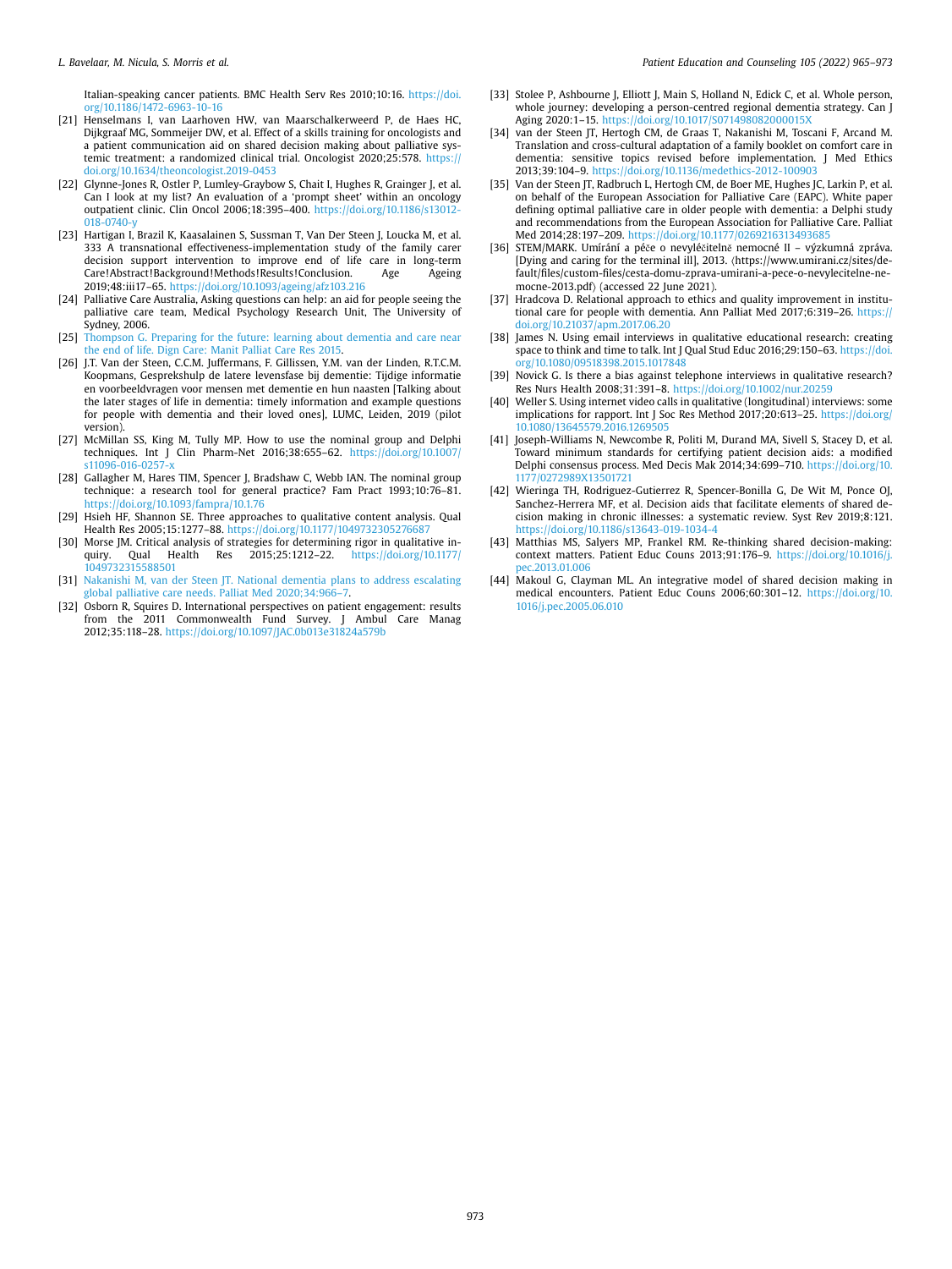Italian-speaking cancer patients. BMC Health Serv Res 2010;10:16. https://doi.org/10.1186/1472-6963-10-16

[21] Henselmans I, van Laarhoven HW, van Maarschalkerweerd P, de Haes HC, Dijkgraaf MG, Sommeijer DW, et al. Effect of a skills training for oncologists and a patient communication aid on shared decision making about palliative systemic treatment: a randomized clinical trial. Oncologist 2020;25:578. https://doi.org/10.1634/theoncologist.2019-0453

[22] Glynne-Jones R, Ostler P, Lumley-Graybow S, Chait I, Hughes R, Grainger J, et al. Can I look at my list? An evaluation of a 'prompt sheet' within an oncology outpatient clinic. Clin Oncol 2006;18:395–400. https://doi.org/10.1186/s13012-018-0740-y

[23] Hartigan I, Brazil K, Kaasalainen S, Sussman T, Van Der Steen J, Loucka M, et al. 333 A transnational effectiveness-implementation study of the family carer decision support intervention to improve end of life care in long-term Care!Abstract!Background!Methods!Results!Conclusion. Age Ageing 2019;48:iii17–65. https://doi.org/10.1093/ageing/afz103.216

[24] Palliative Care Australia, Asking questions can help: an aid for people seeing the palliative care team, Medical Psychology Research Unit, The University of Sydney, 2006.

[25] Thompson G. Preparing for the future: learning about dementia and care near the end of life. Dign Care: Manit Palliat Care Res 2015.

[26] J.T. Van der Steen, C.C.M. Juffermans, F. Gillissen, Y.M. van der Linden, R.T.C.M. Koopmans, Gesprekshulp de latere levensfase bij dementie: Tijdige informatie en voorbeeldvragen voor mensen met dementie en hun naasten [Talking about the later stages of life in dementia: timely information and example questions for people with dementia and their loved ones], LUMC, Leiden, 2019 (pilot version).

[27] McMillan SS, King M, Tully MP. How to use the nominal group and Delphi techniques. Int J Clin Pharm-Net 2016;38:655–62. https://doi.org/10.1007/s11096-016-0257-x

[28] Gallagher M, Hares TIM, Spencer J, Bradshaw C, Webb IAN. The nominal group technique: a research tool for general practice? Fam Pract 1993;10:76–81. https://doi.org/10.1093/fampra/10.1.76

[29] Hsieh HF, Shannon SE. Three approaches to qualitative content analysis. Qual Health Res 2005;15:1277–88. https://doi.org/10.1177/1049732305276687

[30] Morse JM. Critical analysis of strategies for determining rigor in qualitative inquiry. Qual Health Res 2015;25:1212–22. https://doi.org/10.1177/1049732315588501

[31] Nakanishi M, van der Steen JT. National dementia plans to address escalating global palliative care needs. Palliat Med 2020;34:966–7.

[32] Osborn R, Squires D. International perspectives on patient engagement: results from the 2011 Commonwealth Fund Survey. J Ambul Care Manag 2012;35:118–28. https://doi.org/10.1097/JAC.0b013e31824a579b

[33] Stolee P, Ashbourne J, Elliott J, Main S, Holland N, Edick C, et al. Whole person, whole journey: developing a person-centred regional dementia strategy. Can J Aging 2020:1–15. https://doi.org/10.1017/S071498082000015X

[34] van der Steen JT, Hertogh CM, de Graas T, Nakanishi M, Toscani F, Arcand M. Translation and cross-cultural adaptation of a family booklet on comfort care in dementia: sensitive topics revised before implementation. J Med Ethics 2013;39:104–9. https://doi.org/10.1136/medethics-2012-100903

[35] Van der Steen JT, Radbruch L, Hertogh CM, de Boer ME, Hughes JC, Larkin P, et al. on behalf of the European Association for Palliative Care (EAPC). White paper defining optimal palliative care in older people with dementia: a Delphi study and recommendations from the European Association for Palliative Care. Palliat Med 2014;28:197–209. https://doi.org/10.1177/0269216313493685

[36] STEM/MARK. Umírání a péče o nevyléčitelně nemocné II – výzkumná zpráva. [Dying and caring for the terminal ill], 2013. ⟨https://www.umirani.cz/sites/default/files/custom-files/cesta-domu-zprava-umirani-a-pece-o-nevylecitelne-nemocne-2013.pdf⟩ (accessed 22 June 2021).

[37] Hradcova D. Relational approach to ethics and quality improvement in institutional care for people with dementia. Ann Palliat Med 2017;6:319–26. https://doi.org/10.21037/apm.2017.06.20

[38] James N. Using email interviews in qualitative educational research: creating space to think and time to talk. Int J Qual Stud Educ 2016;29:150–63. https://doi.org/10.1080/09518398.2015.1017848

[39] Novick G. Is there a bias against telephone interviews in qualitative research? Res Nurs Health 2008;31:391–8. https://doi.org/10.1002/nur.20259

[40] Weller S. Using internet video calls in qualitative (longitudinal) interviews: some implications for rapport. Int J Soc Res Method 2017;20:613–25. https://doi.org/10.1080/13645579.2016.1269505

[41] Joseph-Williams N, Newcombe R, Politi M, Durand MA, Sivell S, Stacey D, et al. Toward minimum standards for certifying patient decision aids: a modified Delphi consensus process. Med Decis Mak 2014;34:699–710. https://doi.org/10.1177/0272989X13501721

[42] Wieringa TH, Rodriguez-Gutierrez R, Spencer-Bonilla G, De Wit M, Ponce OJ, Sanchez-Herrera MF, et al. Decision aids that facilitate elements of shared decision making in chronic illnesses: a systematic review. Syst Rev 2019;8:121. https://doi.org/10.1186/s13643-019-1034-4

[43] Matthias MS, Salyers MP, Frankel RM. Re-thinking shared decision-making: context matters. Patient Educ Couns 2013;91:176–9. https://doi.org/10.1016/j.pec.2013.01.006

[44] Makoul G, Clayman ML. An integrative model of shared decision making in medical encounters. Patient Educ Couns 2006;60:301–12. https://doi.org/10.1016/j.pec.2005.06.010